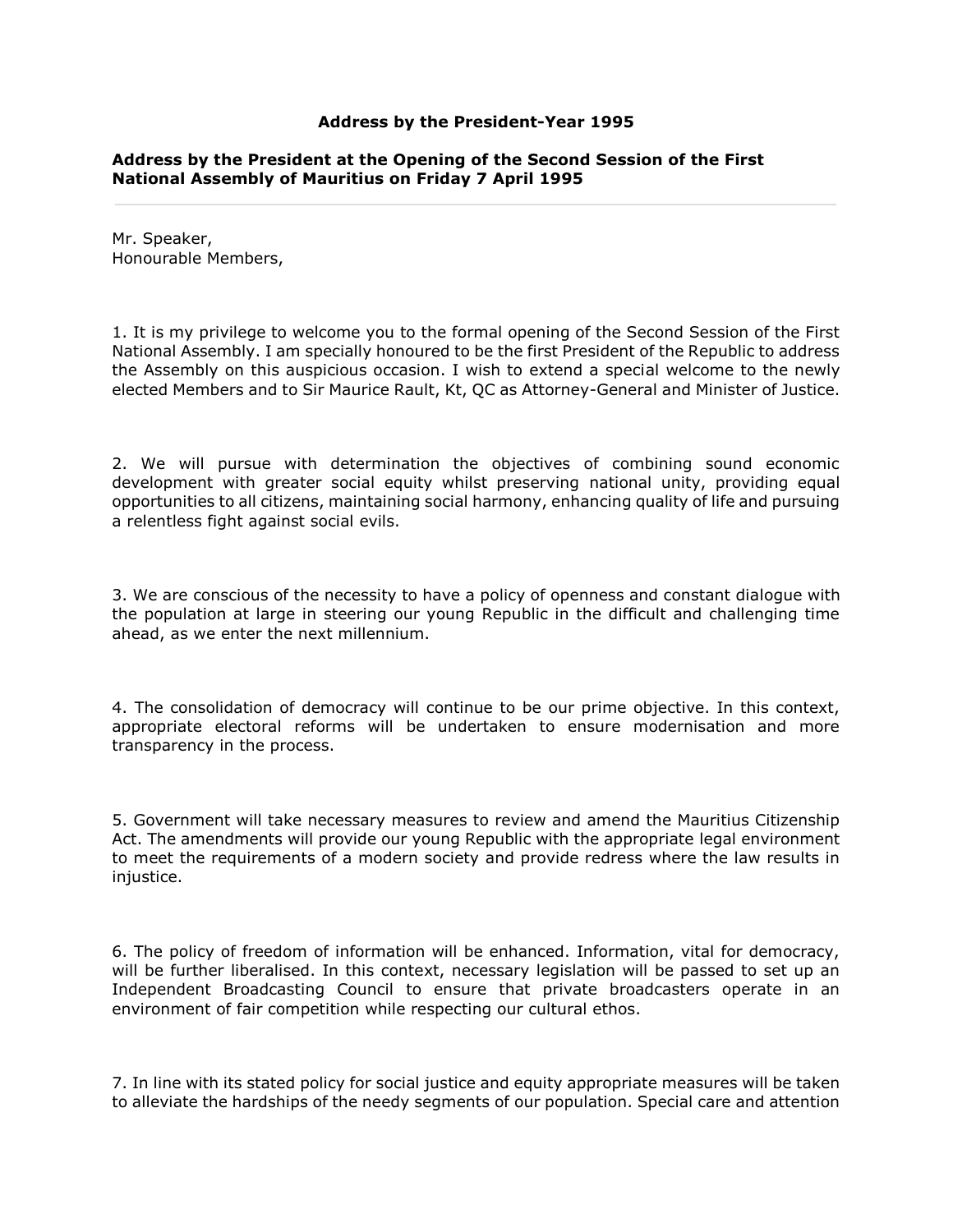# Address by the President-Year 1995

## Address by the President at the Opening of the Second Session of the First National Assembly of Mauritius on Friday 7 April 1995

---

Mr. Speaker,
Honourable Members,

1. It is my privilege to welcome you to the formal opening of the Second Session of the First National Assembly. I am specially honoured to be the first President of the Republic to address the Assembly on this auspicious occasion. I wish to extend a special welcome to the newly elected Members and to Sir Maurice Rault, Kt, QC as Attorney-General and Minister of Justice.

2. We will pursue with determination the objectives of combining sound economic development with greater social equity whilst preserving national unity, providing equal opportunities to all citizens, maintaining social harmony, enhancing quality of life and pursuing a relentless fight against social evils.

3. We are conscious of the necessity to have a policy of openness and constant dialogue with the population at large in steering our young Republic in the difficult and challenging time ahead, as we enter the next millennium.

4. The consolidation of democracy will continue to be our prime objective. In this context, appropriate electoral reforms will be undertaken to ensure modernisation and more transparency in the process.

5. Government will take necessary measures to review and amend the Mauritius Citizenship Act. The amendments will provide our young Republic with the appropriate legal environment to meet the requirements of a modern society and provide redress where the law results in injustice.

6. The policy of freedom of information will be enhanced. Information, vital for democracy, will be further liberalised. In this context, necessary legislation will be passed to set up an Independent Broadcasting Council to ensure that private broadcasters operate in an environment of fair competition while respecting our cultural ethos.

7. In line with its stated policy for social justice and equity appropriate measures will be taken to alleviate the hardships of the needy segments of our population. Special care and attention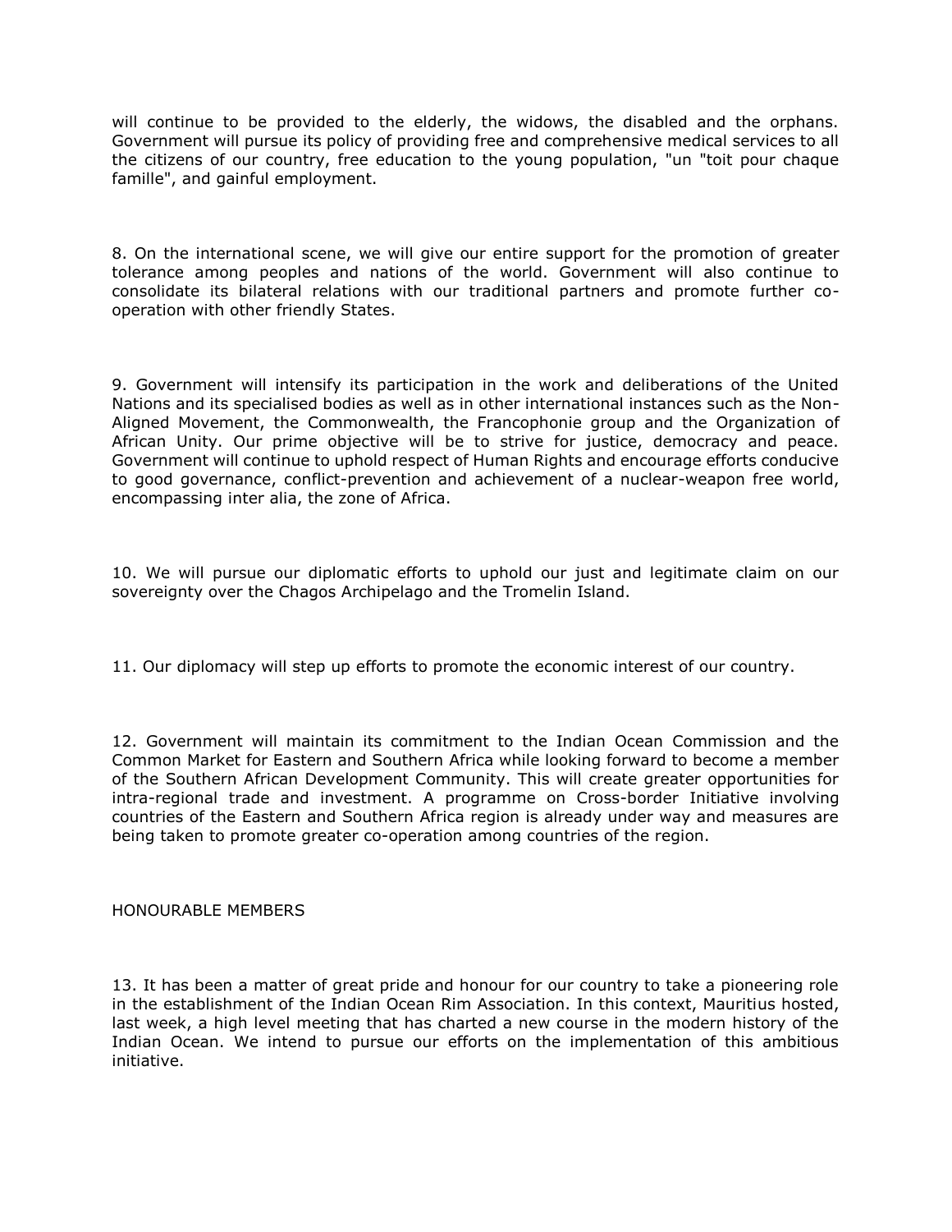will continue to be provided to the elderly, the widows, the disabled and the orphans. Government will pursue its policy of providing free and comprehensive medical services to all the citizens of our country, free education to the young population, "un "toit pour chaque famille", and gainful employment.

8. On the international scene, we will give our entire support for the promotion of greater tolerance among peoples and nations of the world. Government will also continue to consolidate its bilateral relations with our traditional partners and promote further co-operation with other friendly States.

9. Government will intensify its participation in the work and deliberations of the United Nations and its specialised bodies as well as in other international instances such as the Non-Aligned Movement, the Commonwealth, the Francophonie group and the Organization of African Unity. Our prime objective will be to strive for justice, democracy and peace. Government will continue to uphold respect of Human Rights and encourage efforts conducive to good governance, conflict-prevention and achievement of a nuclear-weapon free world, encompassing inter alia, the zone of Africa.

10. We will pursue our diplomatic efforts to uphold our just and legitimate claim on our sovereignty over the Chagos Archipelago and the Tromelin Island.

11. Our diplomacy will step up efforts to promote the economic interest of our country.

12. Government will maintain its commitment to the Indian Ocean Commission and the Common Market for Eastern and Southern Africa while looking forward to become a member of the Southern African Development Community. This will create greater opportunities for intra-regional trade and investment. A programme on Cross-border Initiative involving countries of the Eastern and Southern Africa region is already under way and measures are being taken to promote greater co-operation among countries of the region.

HONOURABLE MEMBERS

13. It has been a matter of great pride and honour for our country to take a pioneering role in the establishment of the Indian Ocean Rim Association. In this context, Mauritius hosted, last week, a high level meeting that has charted a new course in the modern history of the Indian Ocean. We intend to pursue our efforts on the implementation of this ambitious initiative.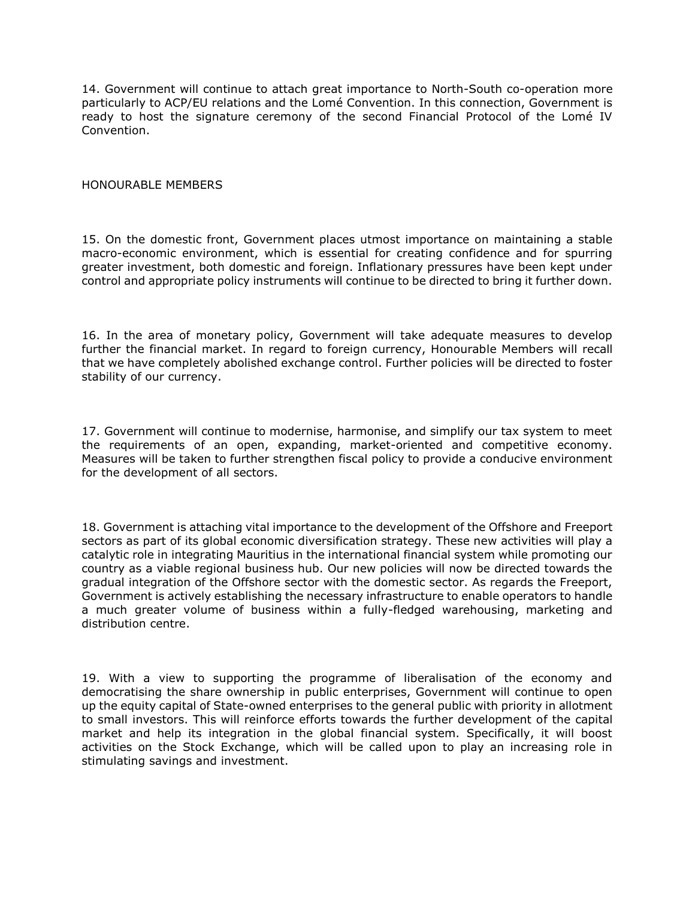14. Government will continue to attach great importance to North-South co-operation more particularly to ACP/EU relations and the Lomé Convention. In this connection, Government is ready to host the signature ceremony of the second Financial Protocol of the Lomé IV Convention.

HONOURABLE MEMBERS

15. On the domestic front, Government places utmost importance on maintaining a stable macro-economic environment, which is essential for creating confidence and for spurring greater investment, both domestic and foreign. Inflationary pressures have been kept under control and appropriate policy instruments will continue to be directed to bring it further down.

16. In the area of monetary policy, Government will take adequate measures to develop further the financial market. In regard to foreign currency, Honourable Members will recall that we have completely abolished exchange control. Further policies will be directed to foster stability of our currency.

17. Government will continue to modernise, harmonise, and simplify our tax system to meet the requirements of an open, expanding, market-oriented and competitive economy. Measures will be taken to further strengthen fiscal policy to provide a conducive environment for the development of all sectors.

18. Government is attaching vital importance to the development of the Offshore and Freeport sectors as part of its global economic diversification strategy. These new activities will play a catalytic role in integrating Mauritius in the international financial system while promoting our country as a viable regional business hub. Our new policies will now be directed towards the gradual integration of the Offshore sector with the domestic sector. As regards the Freeport, Government is actively establishing the necessary infrastructure to enable operators to handle a much greater volume of business within a fully-fledged warehousing, marketing and distribution centre.

19. With a view to supporting the programme of liberalisation of the economy and democratising the share ownership in public enterprises, Government will continue to open up the equity capital of State-owned enterprises to the general public with priority in allotment to small investors. This will reinforce efforts towards the further development of the capital market and help its integration in the global financial system. Specifically, it will boost activities on the Stock Exchange, which will be called upon to play an increasing role in stimulating savings and investment.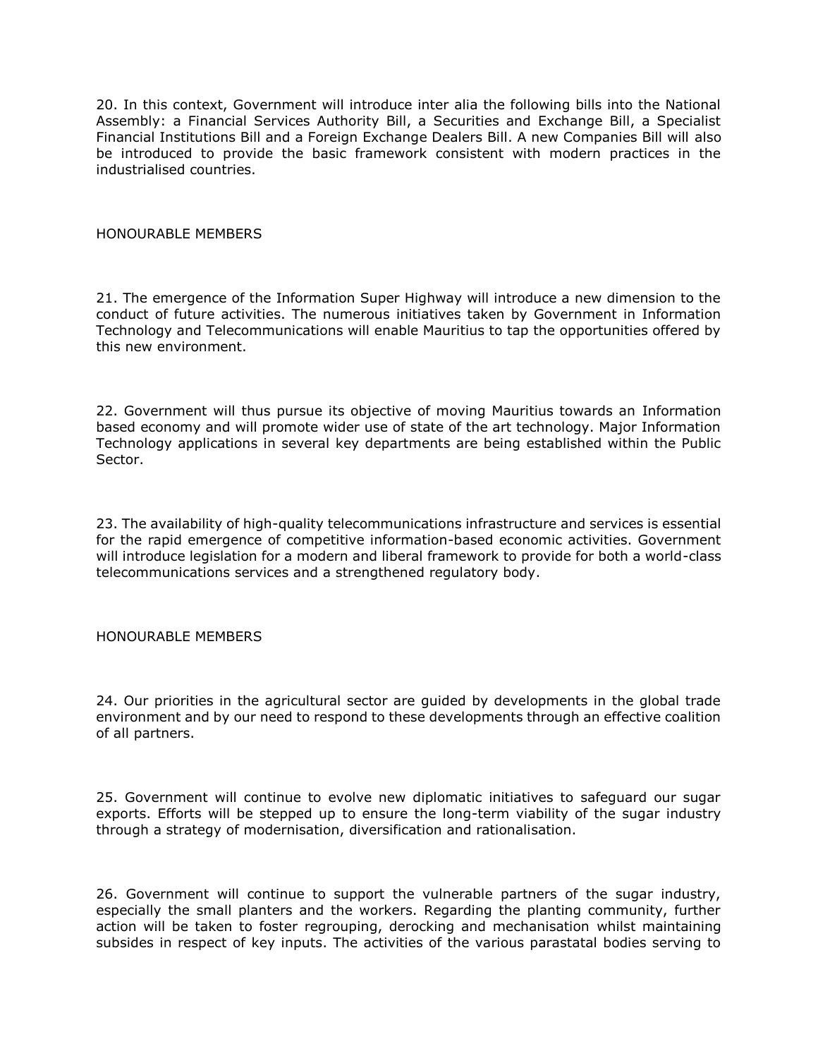20. In this context, Government will introduce inter alia the following bills into the National Assembly: a Financial Services Authority Bill, a Securities and Exchange Bill, a Specialist Financial Institutions Bill and a Foreign Exchange Dealers Bill. A new Companies Bill will also be introduced to provide the basic framework consistent with modern practices in the industrialised countries.

HONOURABLE MEMBERS

21. The emergence of the Information Super Highway will introduce a new dimension to the conduct of future activities. The numerous initiatives taken by Government in Information Technology and Telecommunications will enable Mauritius to tap the opportunities offered by this new environment.

22. Government will thus pursue its objective of moving Mauritius towards an Information based economy and will promote wider use of state of the art technology. Major Information Technology applications in several key departments are being established within the Public Sector.

23. The availability of high-quality telecommunications infrastructure and services is essential for the rapid emergence of competitive information-based economic activities. Government will introduce legislation for a modern and liberal framework to provide for both a world-class telecommunications services and a strengthened regulatory body.

HONOURABLE MEMBERS

24. Our priorities in the agricultural sector are guided by developments in the global trade environment and by our need to respond to these developments through an effective coalition of all partners.

25. Government will continue to evolve new diplomatic initiatives to safeguard our sugar exports. Efforts will be stepped up to ensure the long-term viability of the sugar industry through a strategy of modernisation, diversification and rationalisation.

26. Government will continue to support the vulnerable partners of the sugar industry, especially the small planters and the workers. Regarding the planting community, further action will be taken to foster regrouping, derocking and mechanisation whilst maintaining subsides in respect of key inputs. The activities of the various parastatal bodies serving to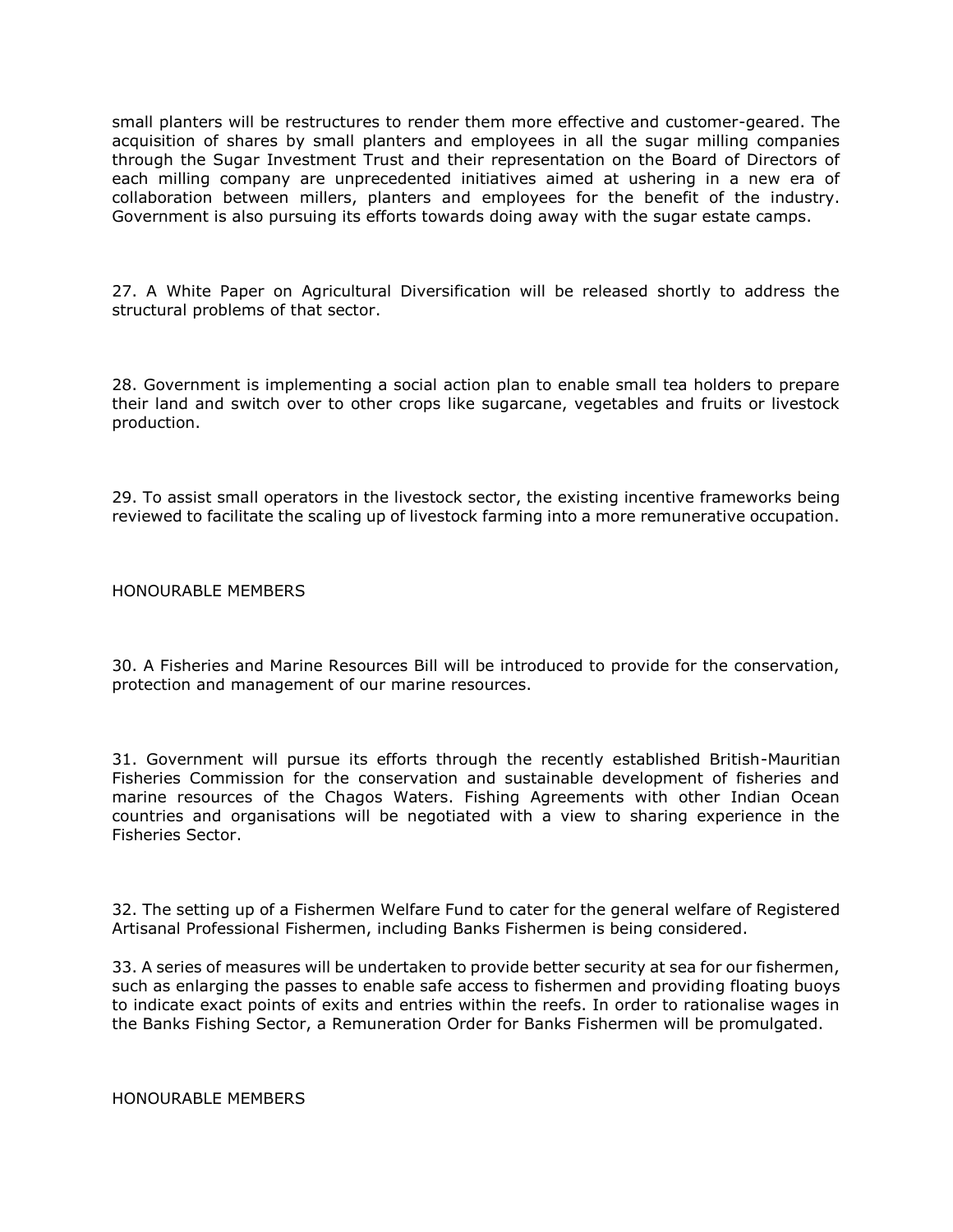small planters will be restructures to render them more effective and customer-geared. The acquisition of shares by small planters and employees in all the sugar milling companies through the Sugar Investment Trust and their representation on the Board of Directors of each milling company are unprecedented initiatives aimed at ushering in a new era of collaboration between millers, planters and employees for the benefit of the industry. Government is also pursuing its efforts towards doing away with the sugar estate camps.

27. A White Paper on Agricultural Diversification will be released shortly to address the structural problems of that sector.

28. Government is implementing a social action plan to enable small tea holders to prepare their land and switch over to other crops like sugarcane, vegetables and fruits or livestock production.

29. To assist small operators in the livestock sector, the existing incentive frameworks being reviewed to facilitate the scaling up of livestock farming into a more remunerative occupation.

HONOURABLE MEMBERS

30. A Fisheries and Marine Resources Bill will be introduced to provide for the conservation, protection and management of our marine resources.

31. Government will pursue its efforts through the recently established British-Mauritian Fisheries Commission for the conservation and sustainable development of fisheries and marine resources of the Chagos Waters. Fishing Agreements with other Indian Ocean countries and organisations will be negotiated with a view to sharing experience in the Fisheries Sector.

32. The setting up of a Fishermen Welfare Fund to cater for the general welfare of Registered Artisanal Professional Fishermen, including Banks Fishermen is being considered.

33. A series of measures will be undertaken to provide better security at sea for our fishermen, such as enlarging the passes to enable safe access to fishermen and providing floating buoys to indicate exact points of exits and entries within the reefs. In order to rationalise wages in the Banks Fishing Sector, a Remuneration Order for Banks Fishermen will be promulgated.

HONOURABLE MEMBERS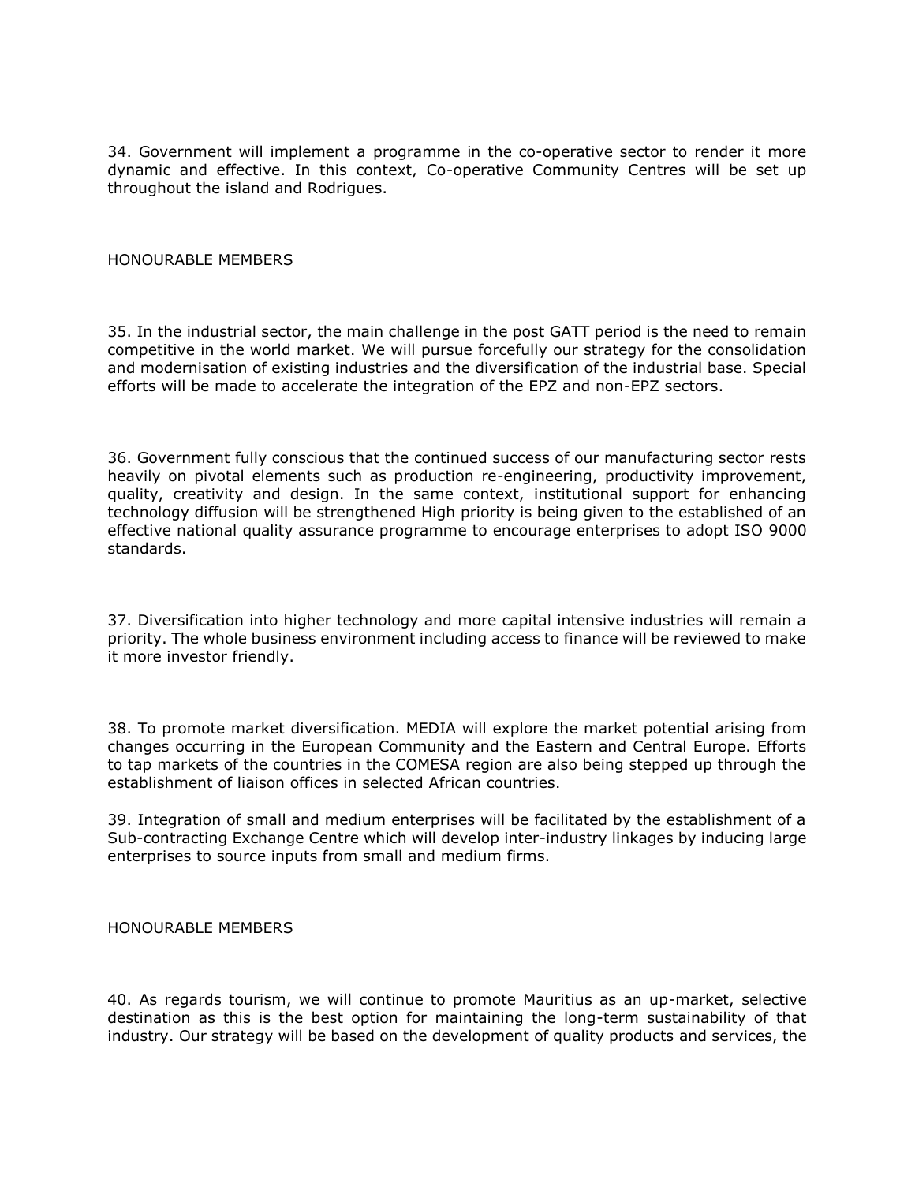34. Government will implement a programme in the co-operative sector to render it more dynamic and effective. In this context, Co-operative Community Centres will be set up throughout the island and Rodrigues.

HONOURABLE MEMBERS

35. In the industrial sector, the main challenge in the post GATT period is the need to remain competitive in the world market. We will pursue forcefully our strategy for the consolidation and modernisation of existing industries and the diversification of the industrial base. Special efforts will be made to accelerate the integration of the EPZ and non-EPZ sectors.

36. Government fully conscious that the continued success of our manufacturing sector rests heavily on pivotal elements such as production re-engineering, productivity improvement, quality, creativity and design. In the same context, institutional support for enhancing technology diffusion will be strengthened High priority is being given to the established of an effective national quality assurance programme to encourage enterprises to adopt ISO 9000 standards.

37. Diversification into higher technology and more capital intensive industries will remain a priority. The whole business environment including access to finance will be reviewed to make it more investor friendly.

38. To promote market diversification. MEDIA will explore the market potential arising from changes occurring in the European Community and the Eastern and Central Europe. Efforts to tap markets of the countries in the COMESA region are also being stepped up through the establishment of liaison offices in selected African countries.

39. Integration of small and medium enterprises will be facilitated by the establishment of a Sub-contracting Exchange Centre which will develop inter-industry linkages by inducing large enterprises to source inputs from small and medium firms.

HONOURABLE MEMBERS

40. As regards tourism, we will continue to promote Mauritius as an up-market, selective destination as this is the best option for maintaining the long-term sustainability of that industry. Our strategy will be based on the development of quality products and services, the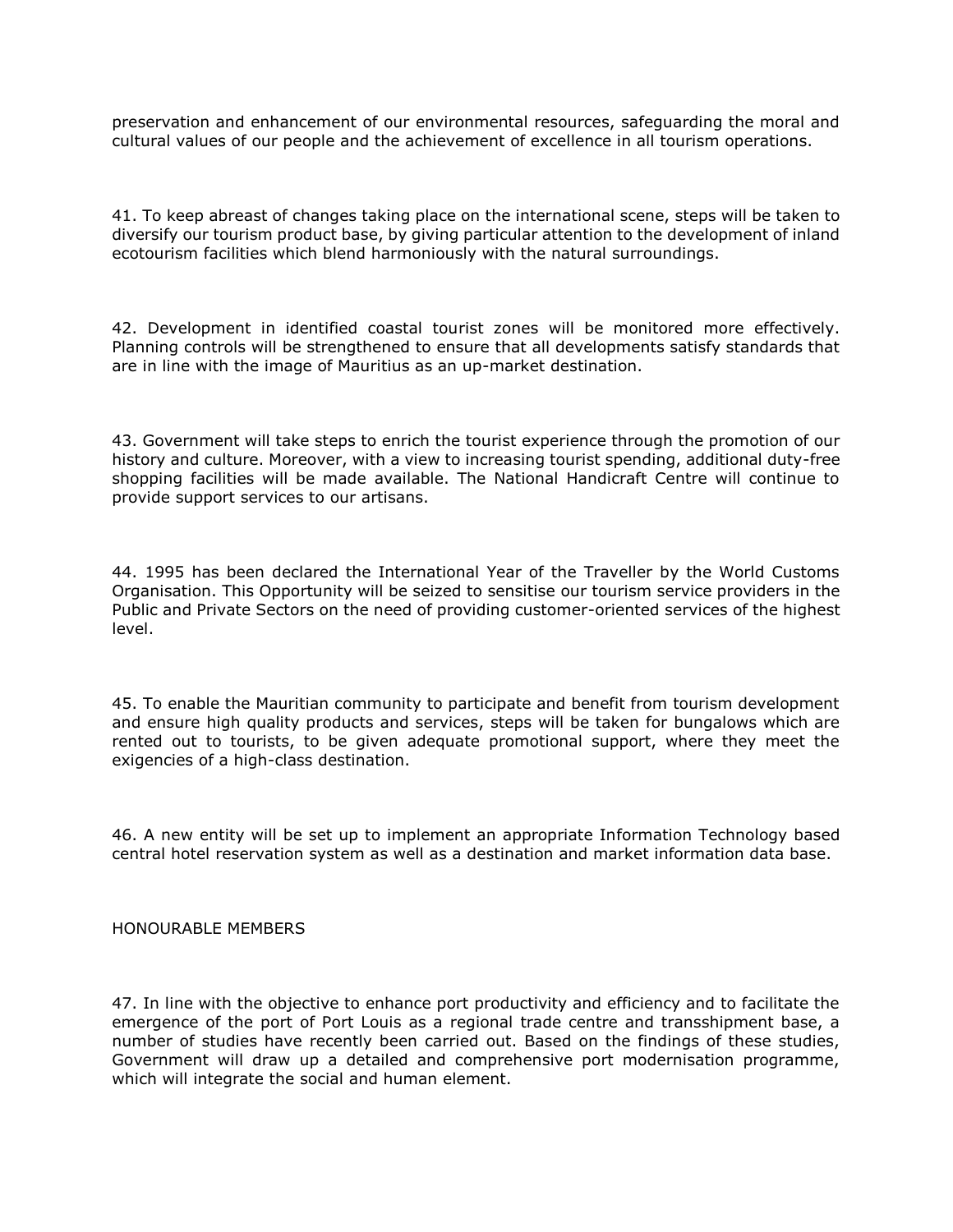preservation and enhancement of our environmental resources, safeguarding the moral and cultural values of our people and the achievement of excellence in all tourism operations.

41. To keep abreast of changes taking place on the international scene, steps will be taken to diversify our tourism product base, by giving particular attention to the development of inland ecotourism facilities which blend harmoniously with the natural surroundings.

42. Development in identified coastal tourist zones will be monitored more effectively. Planning controls will be strengthened to ensure that all developments satisfy standards that are in line with the image of Mauritius as an up-market destination.

43. Government will take steps to enrich the tourist experience through the promotion of our history and culture. Moreover, with a view to increasing tourist spending, additional duty-free shopping facilities will be made available. The National Handicraft Centre will continue to provide support services to our artisans.

44. 1995 has been declared the International Year of the Traveller by the World Customs Organisation. This Opportunity will be seized to sensitise our tourism service providers in the Public and Private Sectors on the need of providing customer-oriented services of the highest level.

45. To enable the Mauritian community to participate and benefit from tourism development and ensure high quality products and services, steps will be taken for bungalows which are rented out to tourists, to be given adequate promotional support, where they meet the exigencies of a high-class destination.

46. A new entity will be set up to implement an appropriate Information Technology based central hotel reservation system as well as a destination and market information data base.

HONOURABLE MEMBERS

47. In line with the objective to enhance port productivity and efficiency and to facilitate the emergence of the port of Port Louis as a regional trade centre and transshipment base, a number of studies have recently been carried out. Based on the findings of these studies, Government will draw up a detailed and comprehensive port modernisation programme, which will integrate the social and human element.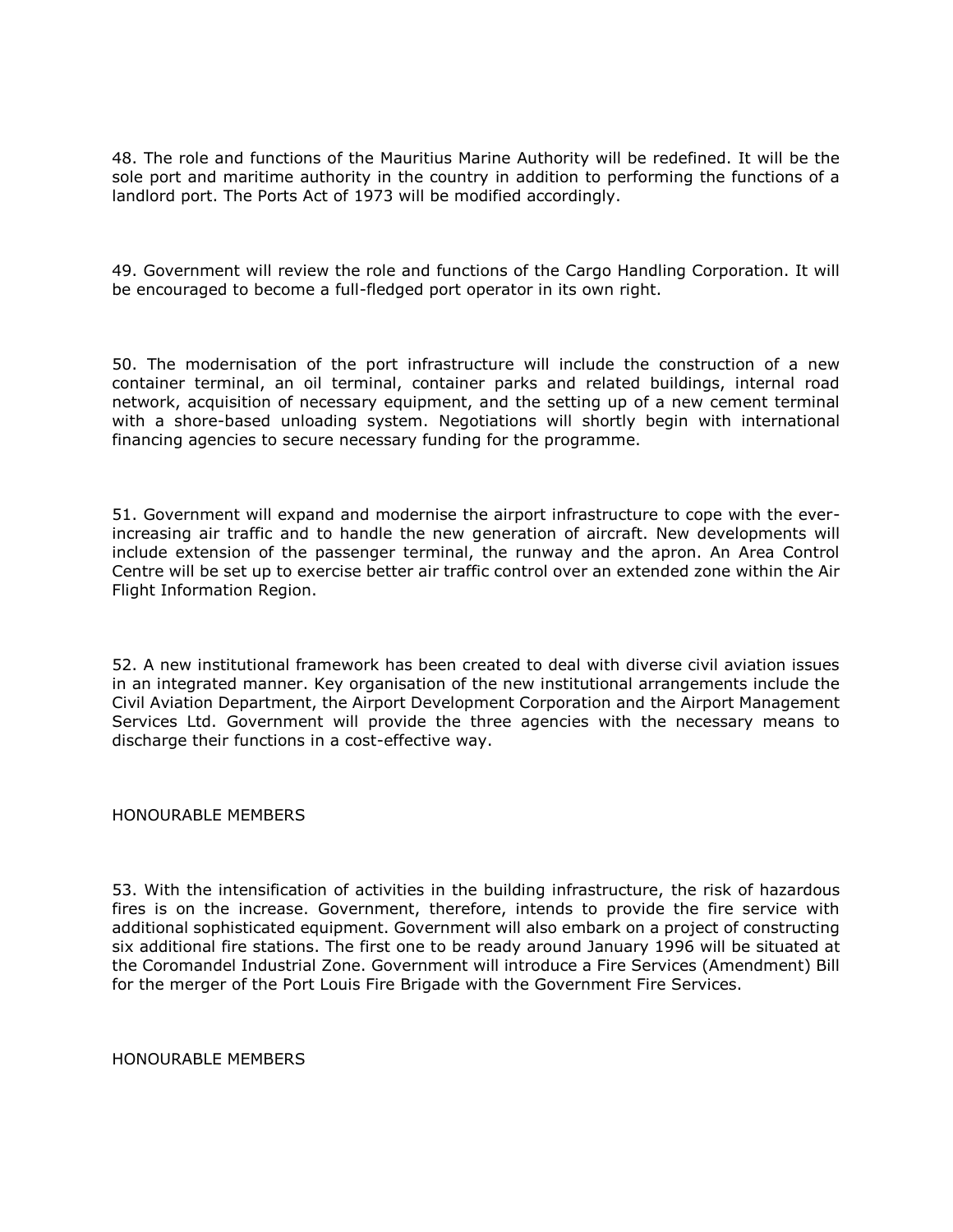48. The role and functions of the Mauritius Marine Authority will be redefined. It will be the sole port and maritime authority in the country in addition to performing the functions of a landlord port. The Ports Act of 1973 will be modified accordingly.

49. Government will review the role and functions of the Cargo Handling Corporation. It will be encouraged to become a full-fledged port operator in its own right.

50. The modernisation of the port infrastructure will include the construction of a new container terminal, an oil terminal, container parks and related buildings, internal road network, acquisition of necessary equipment, and the setting up of a new cement terminal with a shore-based unloading system. Negotiations will shortly begin with international financing agencies to secure necessary funding for the programme.

51. Government will expand and modernise the airport infrastructure to cope with the ever-increasing air traffic and to handle the new generation of aircraft. New developments will include extension of the passenger terminal, the runway and the apron. An Area Control Centre will be set up to exercise better air traffic control over an extended zone within the Air Flight Information Region.

52. A new institutional framework has been created to deal with diverse civil aviation issues in an integrated manner. Key organisation of the new institutional arrangements include the Civil Aviation Department, the Airport Development Corporation and the Airport Management Services Ltd. Government will provide the three agencies with the necessary means to discharge their functions in a cost-effective way.

HONOURABLE MEMBERS

53. With the intensification of activities in the building infrastructure, the risk of hazardous fires is on the increase. Government, therefore, intends to provide the fire service with additional sophisticated equipment. Government will also embark on a project of constructing six additional fire stations. The first one to be ready around January 1996 will be situated at the Coromandel Industrial Zone. Government will introduce a Fire Services (Amendment) Bill for the merger of the Port Louis Fire Brigade with the Government Fire Services.

HONOURABLE MEMBERS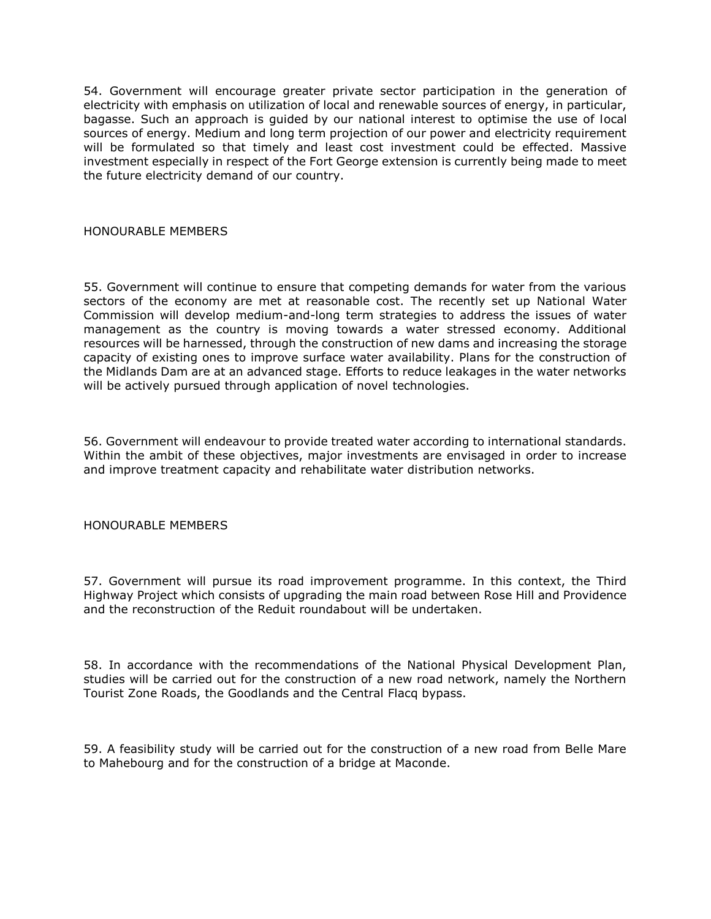54. Government will encourage greater private sector participation in the generation of electricity with emphasis on utilization of local and renewable sources of energy, in particular, bagasse. Such an approach is guided by our national interest to optimise the use of local sources of energy. Medium and long term projection of our power and electricity requirement will be formulated so that timely and least cost investment could be effected. Massive investment especially in respect of the Fort George extension is currently being made to meet the future electricity demand of our country.

HONOURABLE MEMBERS

55. Government will continue to ensure that competing demands for water from the various sectors of the economy are met at reasonable cost. The recently set up National Water Commission will develop medium-and-long term strategies to address the issues of water management as the country is moving towards a water stressed economy. Additional resources will be harnessed, through the construction of new dams and increasing the storage capacity of existing ones to improve surface water availability. Plans for the construction of the Midlands Dam are at an advanced stage. Efforts to reduce leakages in the water networks will be actively pursued through application of novel technologies.

56. Government will endeavour to provide treated water according to international standards. Within the ambit of these objectives, major investments are envisaged in order to increase and improve treatment capacity and rehabilitate water distribution networks.

HONOURABLE MEMBERS

57. Government will pursue its road improvement programme. In this context, the Third Highway Project which consists of upgrading the main road between Rose Hill and Providence and the reconstruction of the Reduit roundabout will be undertaken.

58. In accordance with the recommendations of the National Physical Development Plan, studies will be carried out for the construction of a new road network, namely the Northern Tourist Zone Roads, the Goodlands and the Central Flacq bypass.

59. A feasibility study will be carried out for the construction of a new road from Belle Mare to Mahebourg and for the construction of a bridge at Maconde.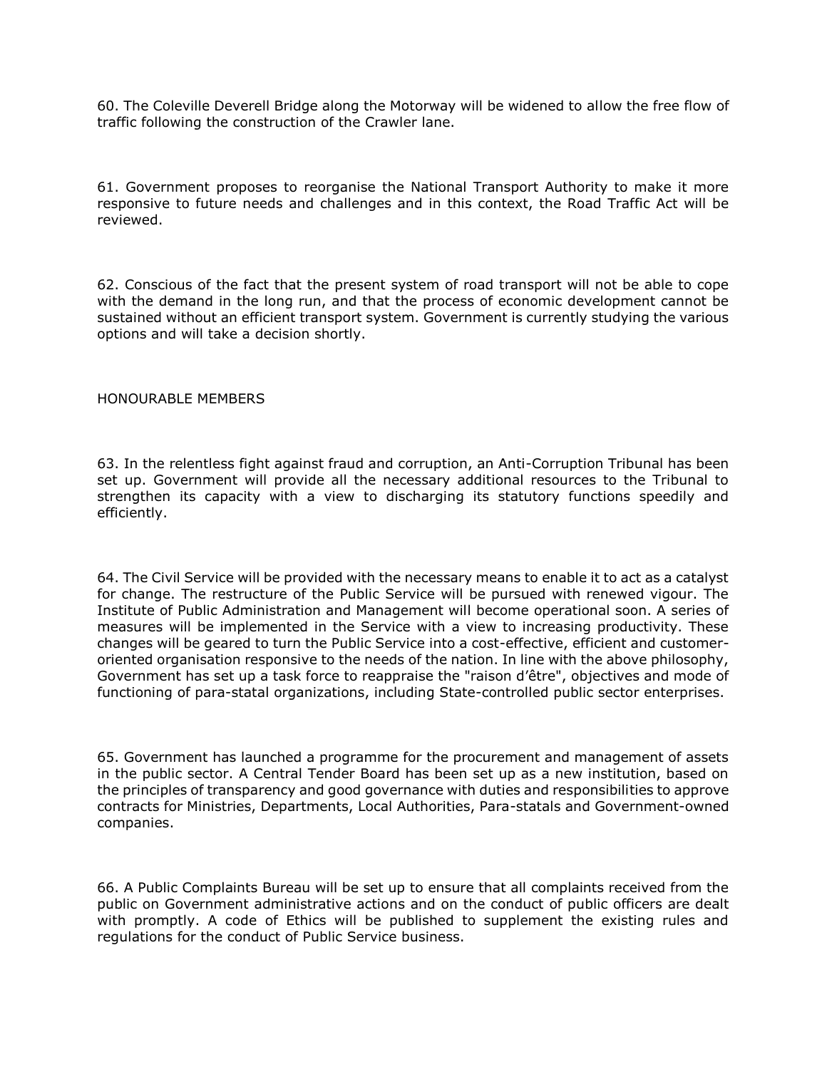60. The Coleville Deverell Bridge along the Motorway will be widened to allow the free flow of traffic following the construction of the Crawler lane.

61. Government proposes to reorganise the National Transport Authority to make it more responsive to future needs and challenges and in this context, the Road Traffic Act will be reviewed.

62. Conscious of the fact that the present system of road transport will not be able to cope with the demand in the long run, and that the process of economic development cannot be sustained without an efficient transport system. Government is currently studying the various options and will take a decision shortly.

HONOURABLE MEMBERS

63. In the relentless fight against fraud and corruption, an Anti-Corruption Tribunal has been set up. Government will provide all the necessary additional resources to the Tribunal to strengthen its capacity with a view to discharging its statutory functions speedily and efficiently.

64. The Civil Service will be provided with the necessary means to enable it to act as a catalyst for change. The restructure of the Public Service will be pursued with renewed vigour. The Institute of Public Administration and Management will become operational soon. A series of measures will be implemented in the Service with a view to increasing productivity. These changes will be geared to turn the Public Service into a cost-effective, efficient and customer-oriented organisation responsive to the needs of the nation. In line with the above philosophy, Government has set up a task force to reappraise the "raison d'être", objectives and mode of functioning of para-statal organizations, including State-controlled public sector enterprises.

65. Government has launched a programme for the procurement and management of assets in the public sector. A Central Tender Board has been set up as a new institution, based on the principles of transparency and good governance with duties and responsibilities to approve contracts for Ministries, Departments, Local Authorities, Para-statals and Government-owned companies.

66. A Public Complaints Bureau will be set up to ensure that all complaints received from the public on Government administrative actions and on the conduct of public officers are dealt with promptly. A code of Ethics will be published to supplement the existing rules and regulations for the conduct of Public Service business.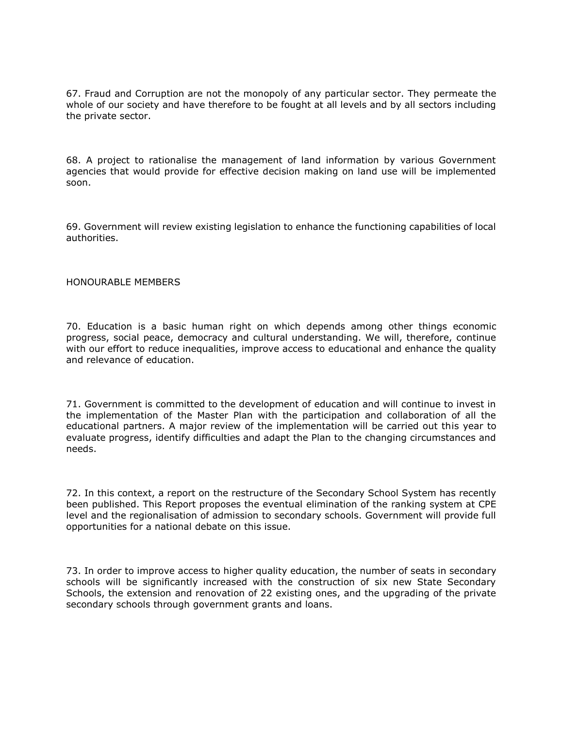67. Fraud and Corruption are not the monopoly of any particular sector. They permeate the whole of our society and have therefore to be fought at all levels and by all sectors including the private sector.

68. A project to rationalise the management of land information by various Government agencies that would provide for effective decision making on land use will be implemented soon.

69. Government will review existing legislation to enhance the functioning capabilities of local authorities.

HONOURABLE MEMBERS

70. Education is a basic human right on which depends among other things economic progress, social peace, democracy and cultural understanding. We will, therefore, continue with our effort to reduce inequalities, improve access to educational and enhance the quality and relevance of education.

71. Government is committed to the development of education and will continue to invest in the implementation of the Master Plan with the participation and collaboration of all the educational partners. A major review of the implementation will be carried out this year to evaluate progress, identify difficulties and adapt the Plan to the changing circumstances and needs.

72. In this context, a report on the restructure of the Secondary School System has recently been published. This Report proposes the eventual elimination of the ranking system at CPE level and the regionalisation of admission to secondary schools. Government will provide full opportunities for a national debate on this issue.

73. In order to improve access to higher quality education, the number of seats in secondary schools will be significantly increased with the construction of six new State Secondary Schools, the extension and renovation of 22 existing ones, and the upgrading of the private secondary schools through government grants and loans.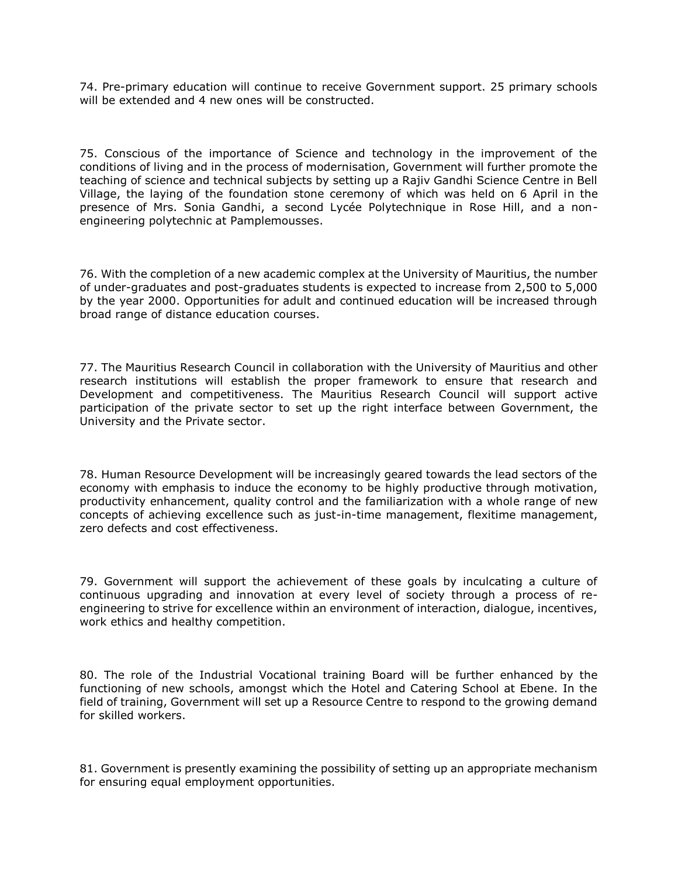74. Pre-primary education will continue to receive Government support. 25 primary schools will be extended and 4 new ones will be constructed.

75. Conscious of the importance of Science and technology in the improvement of the conditions of living and in the process of modernisation, Government will further promote the teaching of science and technical subjects by setting up a Rajiv Gandhi Science Centre in Bell Village, the laying of the foundation stone ceremony of which was held on 6 April in the presence of Mrs. Sonia Gandhi, a second Lycée Polytechnique in Rose Hill, and a non-engineering polytechnic at Pamplemousses.

76. With the completion of a new academic complex at the University of Mauritius, the number of under-graduates and post-graduates students is expected to increase from 2,500 to 5,000 by the year 2000. Opportunities for adult and continued education will be increased through broad range of distance education courses.

77. The Mauritius Research Council in collaboration with the University of Mauritius and other research institutions will establish the proper framework to ensure that research and Development and competitiveness. The Mauritius Research Council will support active participation of the private sector to set up the right interface between Government, the University and the Private sector.

78. Human Resource Development will be increasingly geared towards the lead sectors of the economy with emphasis to induce the economy to be highly productive through motivation, productivity enhancement, quality control and the familiarization with a whole range of new concepts of achieving excellence such as just-in-time management, flexitime management, zero defects and cost effectiveness.

79. Government will support the achievement of these goals by inculcating a culture of continuous upgrading and innovation at every level of society through a process of re-engineering to strive for excellence within an environment of interaction, dialogue, incentives, work ethics and healthy competition.

80. The role of the Industrial Vocational training Board will be further enhanced by the functioning of new schools, amongst which the Hotel and Catering School at Ebene. In the field of training, Government will set up a Resource Centre to respond to the growing demand for skilled workers.

81. Government is presently examining the possibility of setting up an appropriate mechanism for ensuring equal employment opportunities.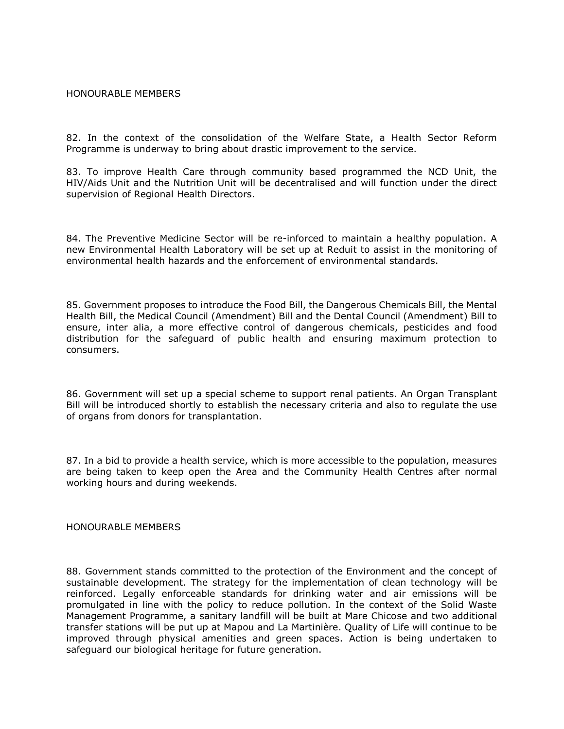HONOURABLE MEMBERS

82. In the context of the consolidation of the Welfare State, a Health Sector Reform Programme is underway to bring about drastic improvement to the service.

83. To improve Health Care through community based programmed the NCD Unit, the HIV/Aids Unit and the Nutrition Unit will be decentralised and will function under the direct supervision of Regional Health Directors.

84. The Preventive Medicine Sector will be re-inforced to maintain a healthy population. A new Environmental Health Laboratory will be set up at Reduit to assist in the monitoring of environmental health hazards and the enforcement of environmental standards.

85. Government proposes to introduce the Food Bill, the Dangerous Chemicals Bill, the Mental Health Bill, the Medical Council (Amendment) Bill and the Dental Council (Amendment) Bill to ensure, inter alia, a more effective control of dangerous chemicals, pesticides and food distribution for the safeguard of public health and ensuring maximum protection to consumers.

86. Government will set up a special scheme to support renal patients. An Organ Transplant Bill will be introduced shortly to establish the necessary criteria and also to regulate the use of organs from donors for transplantation.

87. In a bid to provide a health service, which is more accessible to the population, measures are being taken to keep open the Area and the Community Health Centres after normal working hours and during weekends.

HONOURABLE MEMBERS

88. Government stands committed to the protection of the Environment and the concept of sustainable development. The strategy for the implementation of clean technology will be reinforced. Legally enforceable standards for drinking water and air emissions will be promulgated in line with the policy to reduce pollution. In the context of the Solid Waste Management Programme, a sanitary landfill will be built at Mare Chicose and two additional transfer stations will be put up at Mapou and La Martinière. Quality of Life will continue to be improved through physical amenities and green spaces. Action is being undertaken to safeguard our biological heritage for future generation.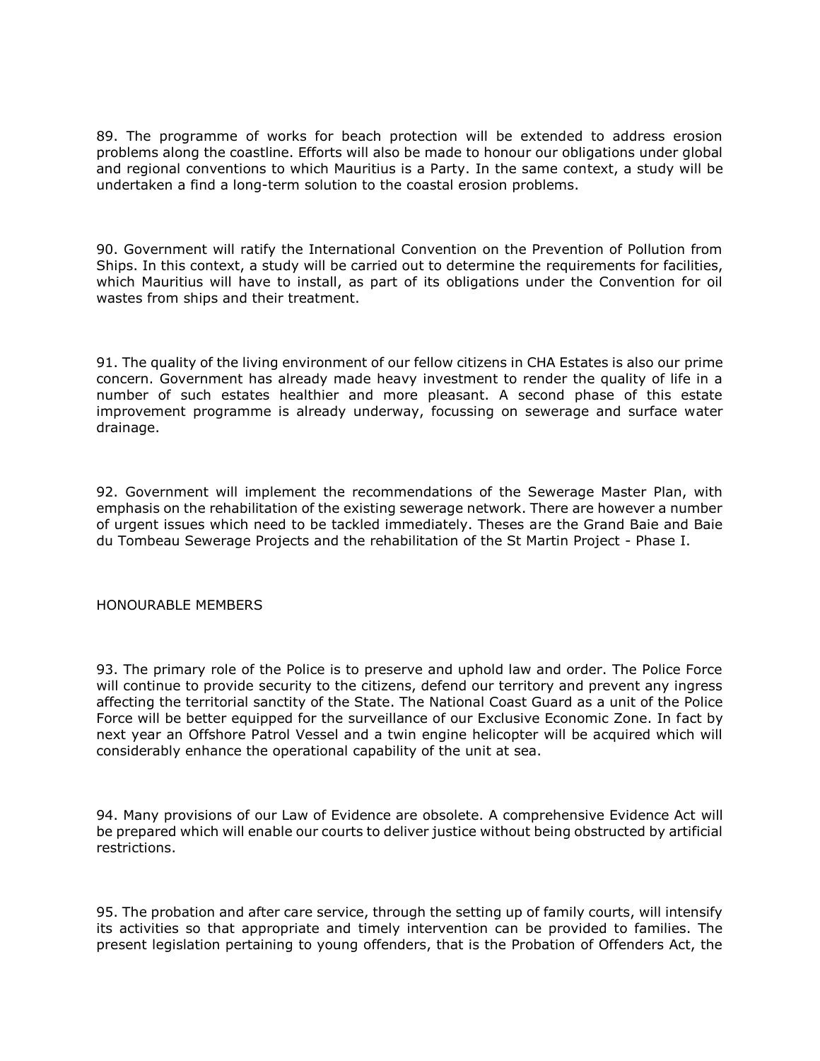89. The programme of works for beach protection will be extended to address erosion problems along the coastline. Efforts will also be made to honour our obligations under global and regional conventions to which Mauritius is a Party. In the same context, a study will be undertaken a find a long-term solution to the coastal erosion problems.

90. Government will ratify the International Convention on the Prevention of Pollution from Ships. In this context, a study will be carried out to determine the requirements for facilities, which Mauritius will have to install, as part of its obligations under the Convention for oil wastes from ships and their treatment.

91. The quality of the living environment of our fellow citizens in CHA Estates is also our prime concern. Government has already made heavy investment to render the quality of life in a number of such estates healthier and more pleasant. A second phase of this estate improvement programme is already underway, focussing on sewerage and surface water drainage.

92. Government will implement the recommendations of the Sewerage Master Plan, with emphasis on the rehabilitation of the existing sewerage network. There are however a number of urgent issues which need to be tackled immediately. Theses are the Grand Baie and Baie du Tombeau Sewerage Projects and the rehabilitation of the St Martin Project - Phase I.

HONOURABLE MEMBERS

93. The primary role of the Police is to preserve and uphold law and order. The Police Force will continue to provide security to the citizens, defend our territory and prevent any ingress affecting the territorial sanctity of the State. The National Coast Guard as a unit of the Police Force will be better equipped for the surveillance of our Exclusive Economic Zone. In fact by next year an Offshore Patrol Vessel and a twin engine helicopter will be acquired which will considerably enhance the operational capability of the unit at sea.

94. Many provisions of our Law of Evidence are obsolete. A comprehensive Evidence Act will be prepared which will enable our courts to deliver justice without being obstructed by artificial restrictions.

95. The probation and after care service, through the setting up of family courts, will intensify its activities so that appropriate and timely intervention can be provided to families. The present legislation pertaining to young offenders, that is the Probation of Offenders Act, the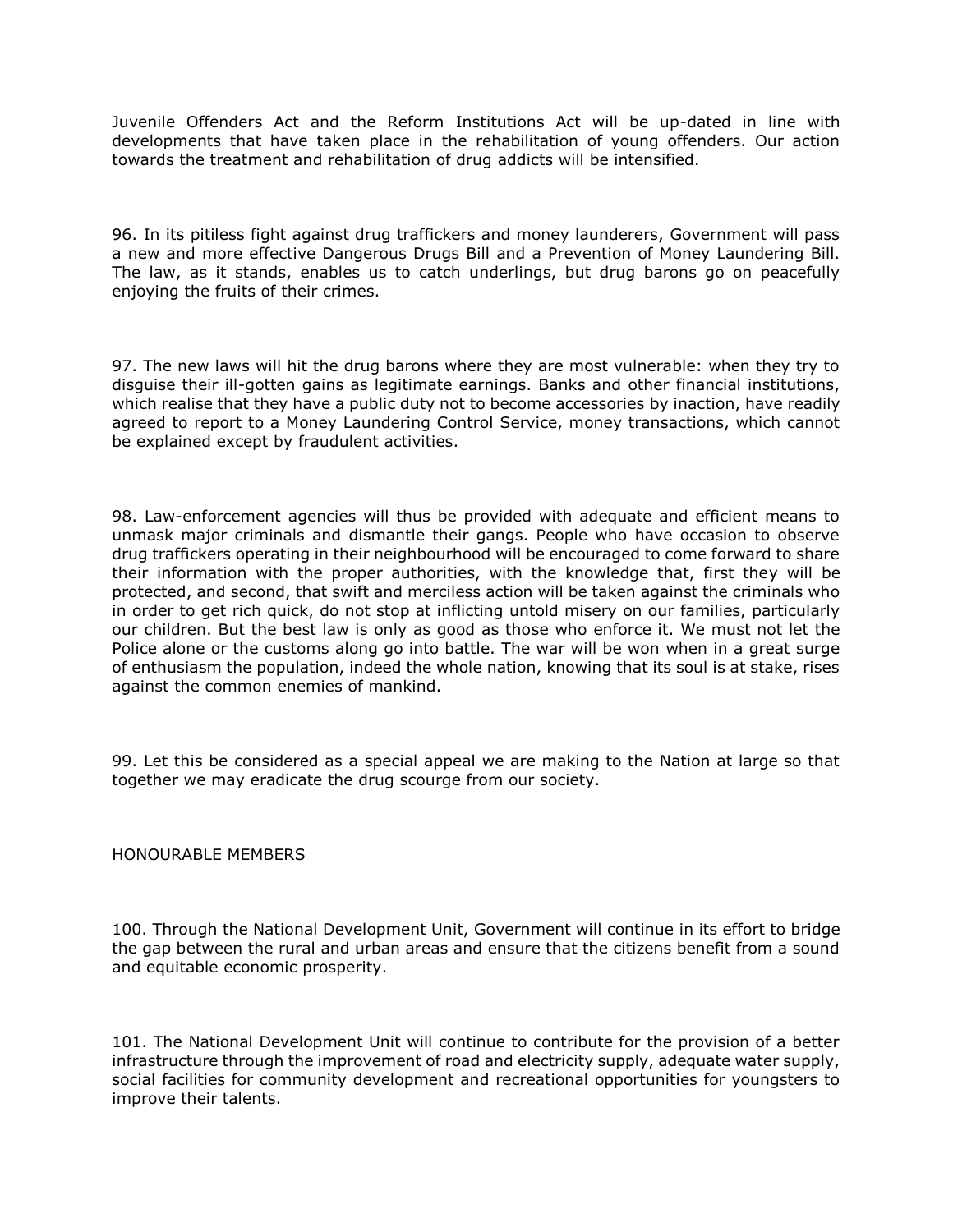Juvenile Offenders Act and the Reform Institutions Act will be up-dated in line with developments that have taken place in the rehabilitation of young offenders. Our action towards the treatment and rehabilitation of drug addicts will be intensified.

96. In its pitiless fight against drug traffickers and money launderers, Government will pass a new and more effective Dangerous Drugs Bill and a Prevention of Money Laundering Bill. The law, as it stands, enables us to catch underlings, but drug barons go on peacefully enjoying the fruits of their crimes.

97. The new laws will hit the drug barons where they are most vulnerable: when they try to disguise their ill-gotten gains as legitimate earnings. Banks and other financial institutions, which realise that they have a public duty not to become accessories by inaction, have readily agreed to report to a Money Laundering Control Service, money transactions, which cannot be explained except by fraudulent activities.

98. Law-enforcement agencies will thus be provided with adequate and efficient means to unmask major criminals and dismantle their gangs. People who have occasion to observe drug traffickers operating in their neighbourhood will be encouraged to come forward to share their information with the proper authorities, with the knowledge that, first they will be protected, and second, that swift and merciless action will be taken against the criminals who in order to get rich quick, do not stop at inflicting untold misery on our families, particularly our children. But the best law is only as good as those who enforce it. We must not let the Police alone or the customs along go into battle. The war will be won when in a great surge of enthusiasm the population, indeed the whole nation, knowing that its soul is at stake, rises against the common enemies of mankind.

99. Let this be considered as a special appeal we are making to the Nation at large so that together we may eradicate the drug scourge from our society.

HONOURABLE MEMBERS

100. Through the National Development Unit, Government will continue in its effort to bridge the gap between the rural and urban areas and ensure that the citizens benefit from a sound and equitable economic prosperity.

101. The National Development Unit will continue to contribute for the provision of a better infrastructure through the improvement of road and electricity supply, adequate water supply, social facilities for community development and recreational opportunities for youngsters to improve their talents.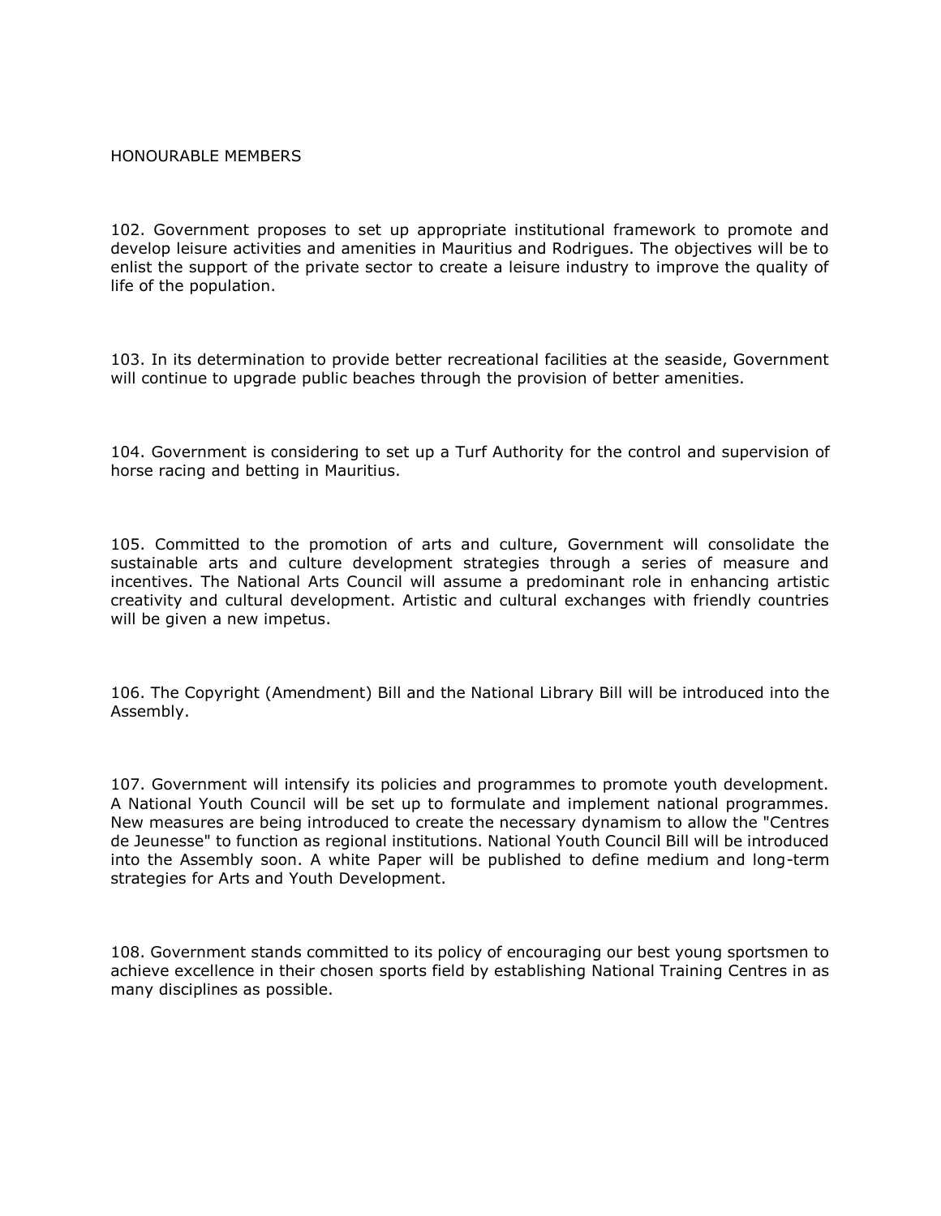HONOURABLE MEMBERS

102. Government proposes to set up appropriate institutional framework to promote and develop leisure activities and amenities in Mauritius and Rodrigues. The objectives will be to enlist the support of the private sector to create a leisure industry to improve the quality of life of the population.

103. In its determination to provide better recreational facilities at the seaside, Government will continue to upgrade public beaches through the provision of better amenities.

104. Government is considering to set up a Turf Authority for the control and supervision of horse racing and betting in Mauritius.

105. Committed to the promotion of arts and culture, Government will consolidate the sustainable arts and culture development strategies through a series of measure and incentives. The National Arts Council will assume a predominant role in enhancing artistic creativity and cultural development. Artistic and cultural exchanges with friendly countries will be given a new impetus.

106. The Copyright (Amendment) Bill and the National Library Bill will be introduced into the Assembly.

107. Government will intensify its policies and programmes to promote youth development. A National Youth Council will be set up to formulate and implement national programmes. New measures are being introduced to create the necessary dynamism to allow the "Centres de Jeunesse" to function as regional institutions. National Youth Council Bill will be introduced into the Assembly soon. A white Paper will be published to define medium and long-term strategies for Arts and Youth Development.

108. Government stands committed to its policy of encouraging our best young sportsmen to achieve excellence in their chosen sports field by establishing National Training Centres in as many disciplines as possible.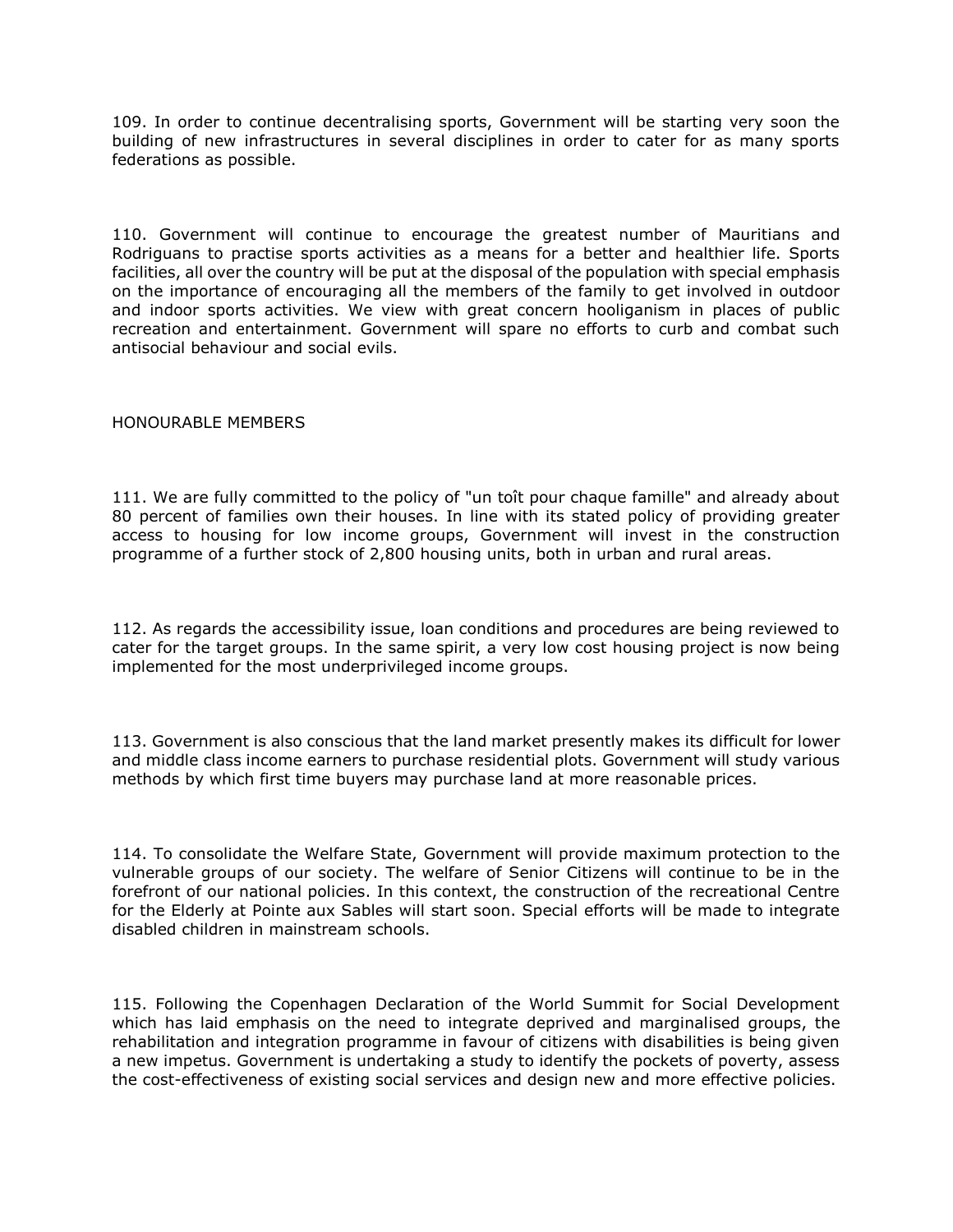109. In order to continue decentralising sports, Government will be starting very soon the building of new infrastructures in several disciplines in order to cater for as many sports federations as possible.

110. Government will continue to encourage the greatest number of Mauritians and Rodriguans to practise sports activities as a means for a better and healthier life. Sports facilities, all over the country will be put at the disposal of the population with special emphasis on the importance of encouraging all the members of the family to get involved in outdoor and indoor sports activities. We view with great concern hooliganism in places of public recreation and entertainment. Government will spare no efforts to curb and combat such antisocial behaviour and social evils.

HONOURABLE MEMBERS

111. We are fully committed to the policy of "un toît pour chaque famille" and already about 80 percent of families own their houses. In line with its stated policy of providing greater access to housing for low income groups, Government will invest in the construction programme of a further stock of 2,800 housing units, both in urban and rural areas.

112. As regards the accessibility issue, loan conditions and procedures are being reviewed to cater for the target groups. In the same spirit, a very low cost housing project is now being implemented for the most underprivileged income groups.

113. Government is also conscious that the land market presently makes its difficult for lower and middle class income earners to purchase residential plots. Government will study various methods by which first time buyers may purchase land at more reasonable prices.

114. To consolidate the Welfare State, Government will provide maximum protection to the vulnerable groups of our society. The welfare of Senior Citizens will continue to be in the forefront of our national policies. In this context, the construction of the recreational Centre for the Elderly at Pointe aux Sables will start soon. Special efforts will be made to integrate disabled children in mainstream schools.

115. Following the Copenhagen Declaration of the World Summit for Social Development which has laid emphasis on the need to integrate deprived and marginalised groups, the rehabilitation and integration programme in favour of citizens with disabilities is being given a new impetus. Government is undertaking a study to identify the pockets of poverty, assess the cost-effectiveness of existing social services and design new and more effective policies.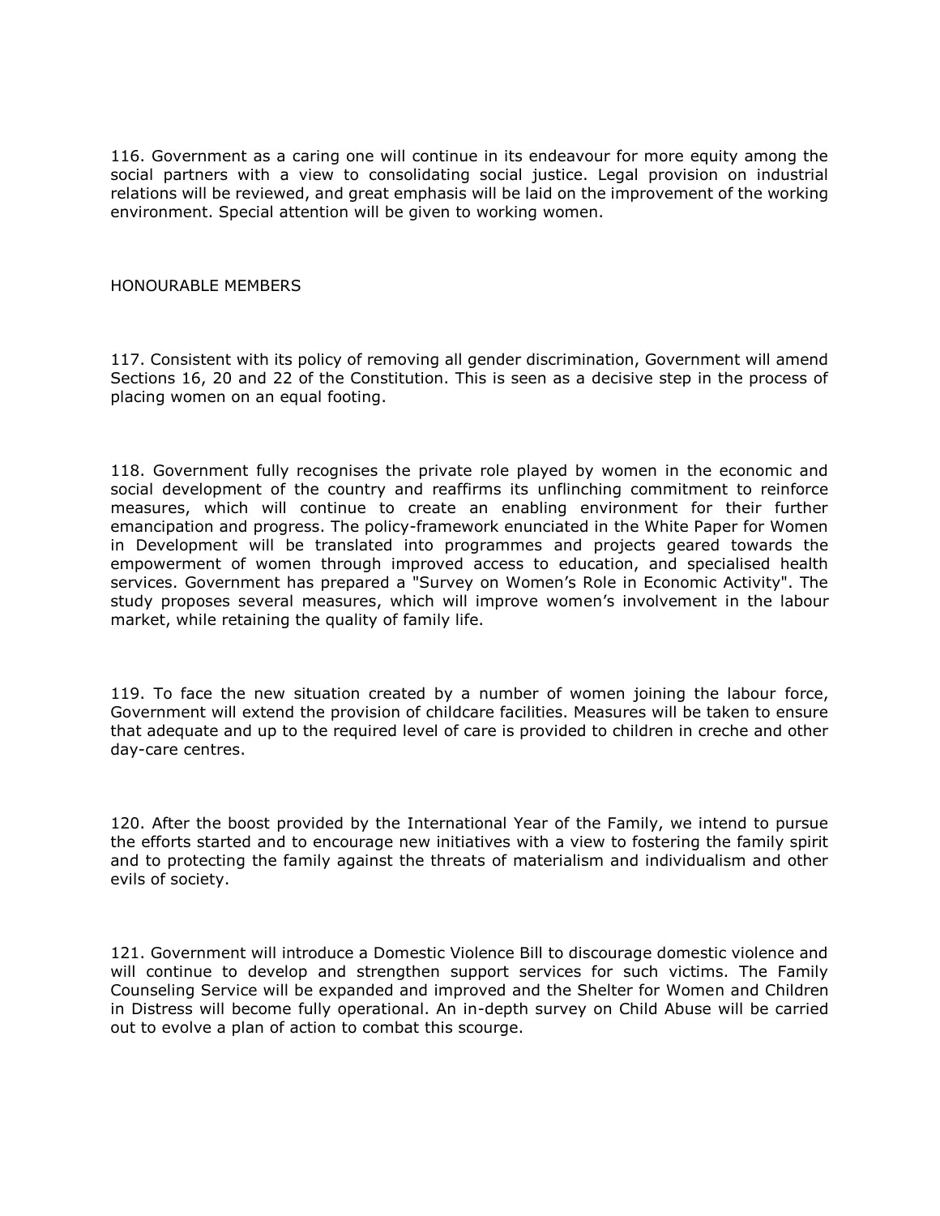116. Government as a caring one will continue in its endeavour for more equity among the social partners with a view to consolidating social justice. Legal provision on industrial relations will be reviewed, and great emphasis will be laid on the improvement of the working environment. Special attention will be given to working women.

HONOURABLE MEMBERS

117. Consistent with its policy of removing all gender discrimination, Government will amend Sections 16, 20 and 22 of the Constitution. This is seen as a decisive step in the process of placing women on an equal footing.

118. Government fully recognises the private role played by women in the economic and social development of the country and reaffirms its unflinching commitment to reinforce measures, which will continue to create an enabling environment for their further emancipation and progress. The policy-framework enunciated in the White Paper for Women in Development will be translated into programmes and projects geared towards the empowerment of women through improved access to education, and specialised health services. Government has prepared a "Survey on Women's Role in Economic Activity". The study proposes several measures, which will improve women's involvement in the labour market, while retaining the quality of family life.

119. To face the new situation created by a number of women joining the labour force, Government will extend the provision of childcare facilities. Measures will be taken to ensure that adequate and up to the required level of care is provided to children in creche and other day-care centres.

120. After the boost provided by the International Year of the Family, we intend to pursue the efforts started and to encourage new initiatives with a view to fostering the family spirit and to protecting the family against the threats of materialism and individualism and other evils of society.

121. Government will introduce a Domestic Violence Bill to discourage domestic violence and will continue to develop and strengthen support services for such victims. The Family Counseling Service will be expanded and improved and the Shelter for Women and Children in Distress will become fully operational. An in-depth survey on Child Abuse will be carried out to evolve a plan of action to combat this scourge.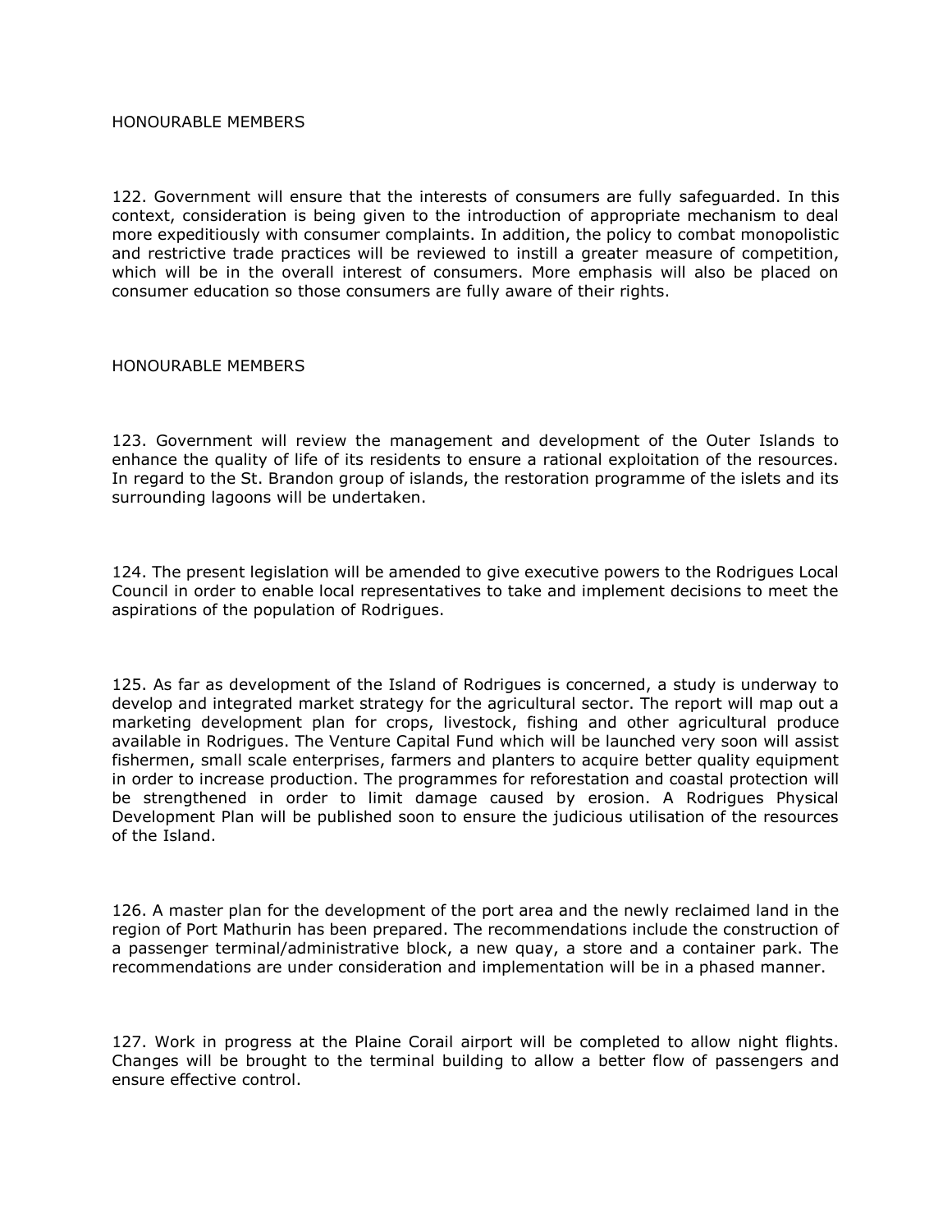HONOURABLE MEMBERS

122. Government will ensure that the interests of consumers are fully safeguarded. In this context, consideration is being given to the introduction of appropriate mechanism to deal more expeditiously with consumer complaints. In addition, the policy to combat monopolistic and restrictive trade practices will be reviewed to instill a greater measure of competition, which will be in the overall interest of consumers. More emphasis will also be placed on consumer education so those consumers are fully aware of their rights.

HONOURABLE MEMBERS

123. Government will review the management and development of the Outer Islands to enhance the quality of life of its residents to ensure a rational exploitation of the resources. In regard to the St. Brandon group of islands, the restoration programme of the islets and its surrounding lagoons will be undertaken.

124. The present legislation will be amended to give executive powers to the Rodrigues Local Council in order to enable local representatives to take and implement decisions to meet the aspirations of the population of Rodrigues.

125. As far as development of the Island of Rodrigues is concerned, a study is underway to develop and integrated market strategy for the agricultural sector. The report will map out a marketing development plan for crops, livestock, fishing and other agricultural produce available in Rodrigues. The Venture Capital Fund which will be launched very soon will assist fishermen, small scale enterprises, farmers and planters to acquire better quality equipment in order to increase production. The programmes for reforestation and coastal protection will be strengthened in order to limit damage caused by erosion. A Rodrigues Physical Development Plan will be published soon to ensure the judicious utilisation of the resources of the Island.

126. A master plan for the development of the port area and the newly reclaimed land in the region of Port Mathurin has been prepared. The recommendations include the construction of a passenger terminal/administrative block, a new quay, a store and a container park. The recommendations are under consideration and implementation will be in a phased manner.

127. Work in progress at the Plaine Corail airport will be completed to allow night flights. Changes will be brought to the terminal building to allow a better flow of passengers and ensure effective control.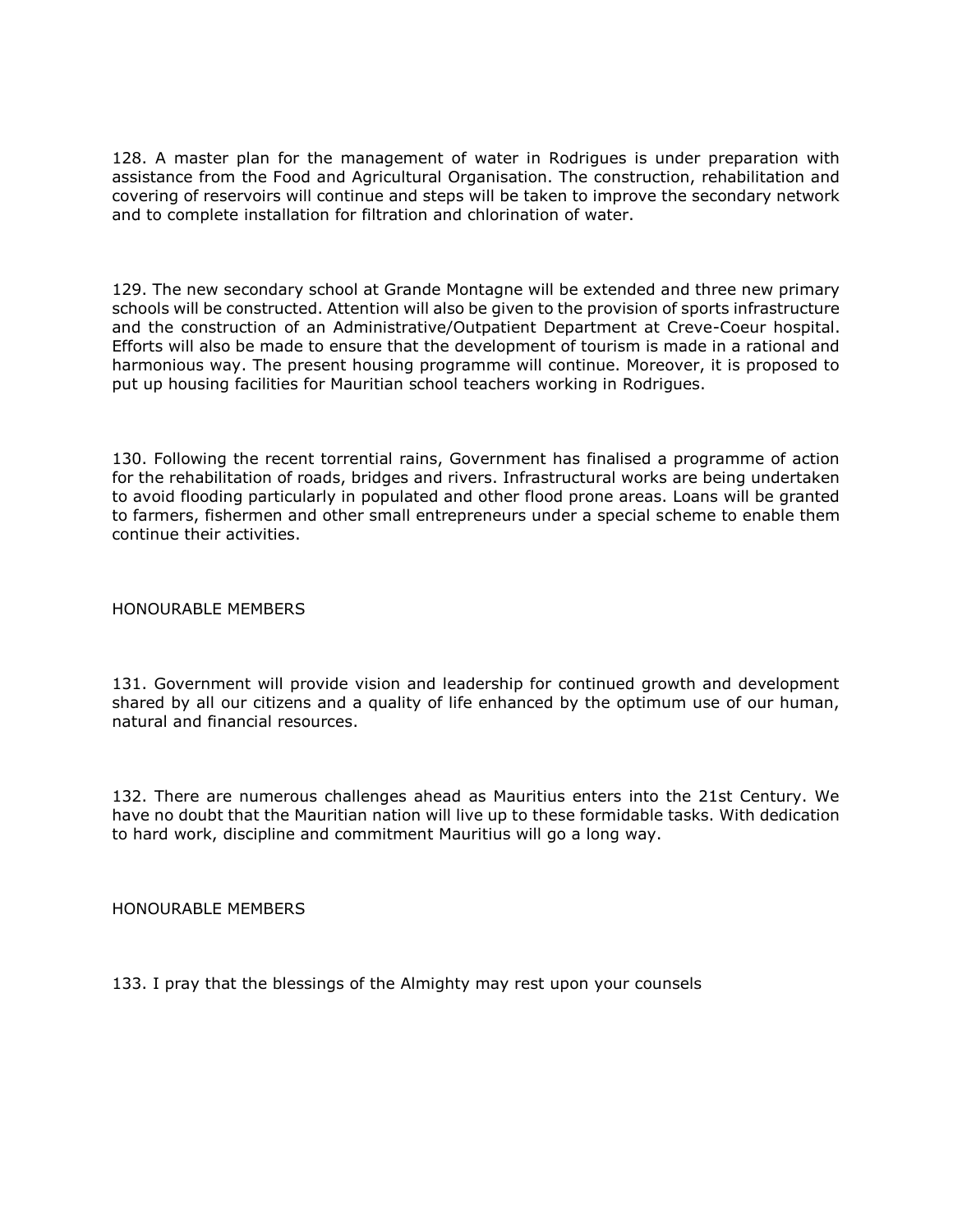128. A master plan for the management of water in Rodrigues is under preparation with assistance from the Food and Agricultural Organisation. The construction, rehabilitation and covering of reservoirs will continue and steps will be taken to improve the secondary network and to complete installation for filtration and chlorination of water.

129. The new secondary school at Grande Montagne will be extended and three new primary schools will be constructed. Attention will also be given to the provision of sports infrastructure and the construction of an Administrative/Outpatient Department at Creve-Coeur hospital. Efforts will also be made to ensure that the development of tourism is made in a rational and harmonious way. The present housing programme will continue. Moreover, it is proposed to put up housing facilities for Mauritian school teachers working in Rodrigues.

130. Following the recent torrential rains, Government has finalised a programme of action for the rehabilitation of roads, bridges and rivers. Infrastructural works are being undertaken to avoid flooding particularly in populated and other flood prone areas. Loans will be granted to farmers, fishermen and other small entrepreneurs under a special scheme to enable them continue their activities.

HONOURABLE MEMBERS

131. Government will provide vision and leadership for continued growth and development shared by all our citizens and a quality of life enhanced by the optimum use of our human, natural and financial resources.

132. There are numerous challenges ahead as Mauritius enters into the 21st Century. We have no doubt that the Mauritian nation will live up to these formidable tasks. With dedication to hard work, discipline and commitment Mauritius will go a long way.

HONOURABLE MEMBERS

133. I pray that the blessings of the Almighty may rest upon your counsels